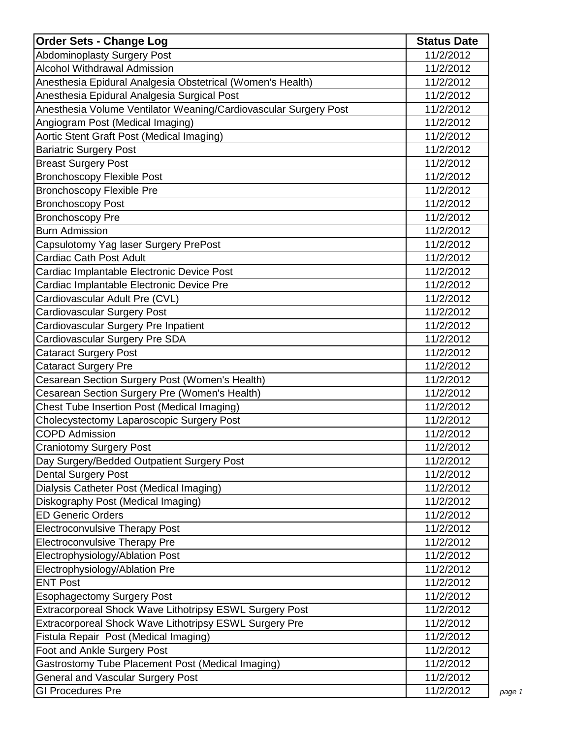| Order Sets - Change Log | Status Date |
| --- | --- |
| Abdominoplasty Surgery Post | 11/2/2012 |
| Alcohol Withdrawal Admission | 11/2/2012 |
| Anesthesia Epidural Analgesia Obstetrical (Women's Health) | 11/2/2012 |
| Anesthesia Epidural Analgesia Surgical Post | 11/2/2012 |
| Anesthesia Volume Ventilator Weaning/Cardiovascular Surgery Post | 11/2/2012 |
| Angiogram Post (Medical Imaging) | 11/2/2012 |
| Aortic Stent Graft Post (Medical Imaging) | 11/2/2012 |
| Bariatric Surgery Post | 11/2/2012 |
| Breast Surgery Post | 11/2/2012 |
| Bronchoscopy Flexible Post | 11/2/2012 |
| Bronchoscopy Flexible Pre | 11/2/2012 |
| Bronchoscopy Post | 11/2/2012 |
| Bronchoscopy Pre | 11/2/2012 |
| Burn Admission | 11/2/2012 |
| Capsulotomy Yag laser Surgery PrePost | 11/2/2012 |
| Cardiac Cath Post Adult | 11/2/2012 |
| Cardiac Implantable Electronic Device Post | 11/2/2012 |
| Cardiac Implantable Electronic Device Pre | 11/2/2012 |
| Cardiovascular Adult Pre (CVL) | 11/2/2012 |
| Cardiovascular Surgery Post | 11/2/2012 |
| Cardiovascular Surgery Pre Inpatient | 11/2/2012 |
| Cardiovascular Surgery Pre SDA | 11/2/2012 |
| Cataract Surgery Post | 11/2/2012 |
| Cataract Surgery Pre | 11/2/2012 |
| Cesarean Section Surgery Post (Women's Health) | 11/2/2012 |
| Cesarean Section Surgery Pre (Women's Health) | 11/2/2012 |
| Chest Tube Insertion Post (Medical Imaging) | 11/2/2012 |
| Cholecystectomy Laparoscopic Surgery Post | 11/2/2012 |
| COPD Admission | 11/2/2012 |
| Craniotomy Surgery Post | 11/2/2012 |
| Day Surgery/Bedded Outpatient Surgery Post | 11/2/2012 |
| Dental Surgery Post | 11/2/2012 |
| Dialysis Catheter Post (Medical Imaging) | 11/2/2012 |
| Diskography Post (Medical Imaging) | 11/2/2012 |
| ED Generic Orders | 11/2/2012 |
| Electroconvulsive Therapy Post | 11/2/2012 |
| Electroconvulsive Therapy Pre | 11/2/2012 |
| Electrophysiology/Ablation Post | 11/2/2012 |
| Electrophysiology/Ablation Pre | 11/2/2012 |
| ENT Post | 11/2/2012 |
| Esophagectomy Surgery Post | 11/2/2012 |
| Extracorporeal Shock Wave Lithotripsy ESWL Surgery Post | 11/2/2012 |
| Extracorporeal Shock Wave Lithotripsy ESWL Surgery Pre | 11/2/2012 |
| Fistula Repair Post (Medical Imaging) | 11/2/2012 |
| Foot and Ankle Surgery Post | 11/2/2012 |
| Gastrostomy Tube Placement Post (Medical Imaging) | 11/2/2012 |
| General and Vascular Surgery Post | 11/2/2012 |
| GI Procedures Pre | 11/2/2012 |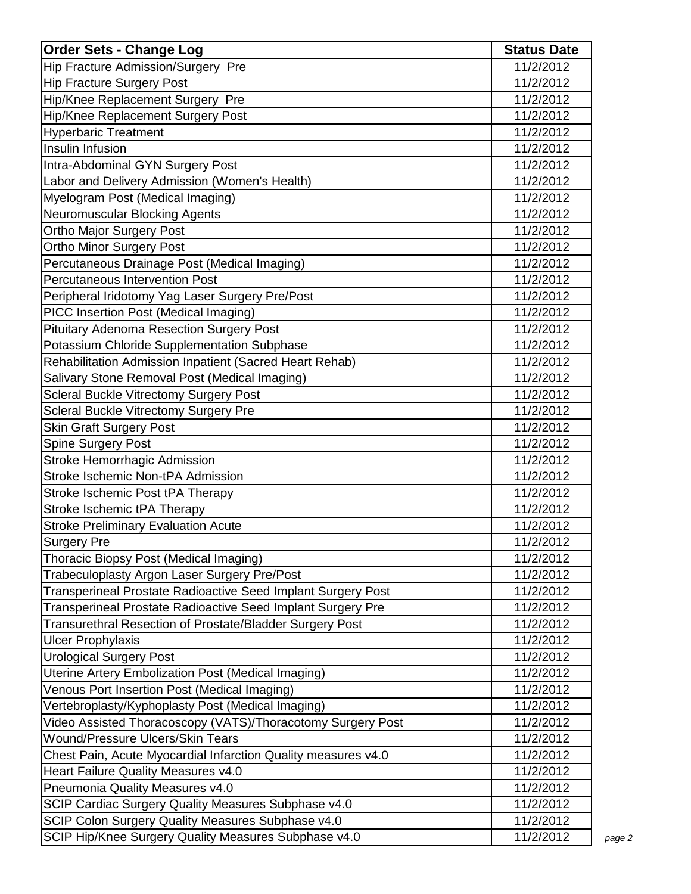| Order Sets - Change Log | Status Date |
|---|---|
| Hip Fracture Admission/Surgery  Pre | 11/2/2012 |
| Hip Fracture Surgery Post | 11/2/2012 |
| Hip/Knee Replacement Surgery  Pre | 11/2/2012 |
| Hip/Knee Replacement Surgery Post | 11/2/2012 |
| Hyperbaric Treatment | 11/2/2012 |
| Insulin Infusion | 11/2/2012 |
| Intra-Abdominal GYN Surgery Post | 11/2/2012 |
| Labor and Delivery Admission (Women's Health) | 11/2/2012 |
| Myelogram Post (Medical Imaging) | 11/2/2012 |
| Neuromuscular Blocking Agents | 11/2/2012 |
| Ortho Major Surgery Post | 11/2/2012 |
| Ortho Minor Surgery Post | 11/2/2012 |
| Percutaneous Drainage Post (Medical Imaging) | 11/2/2012 |
| Percutaneous Intervention Post | 11/2/2012 |
| Peripheral Iridotomy Yag Laser Surgery Pre/Post | 11/2/2012 |
| PICC Insertion Post (Medical Imaging) | 11/2/2012 |
| Pituitary Adenoma Resection Surgery Post | 11/2/2012 |
| Potassium Chloride Supplementation Subphase | 11/2/2012 |
| Rehabilitation Admission Inpatient (Sacred Heart Rehab) | 11/2/2012 |
| Salivary Stone Removal Post (Medical Imaging) | 11/2/2012 |
| Scleral Buckle Vitrectomy Surgery Post | 11/2/2012 |
| Scleral Buckle Vitrectomy Surgery Pre | 11/2/2012 |
| Skin Graft Surgery Post | 11/2/2012 |
| Spine Surgery Post | 11/2/2012 |
| Stroke Hemorrhagic Admission | 11/2/2012 |
| Stroke Ischemic Non-tPA Admission | 11/2/2012 |
| Stroke Ischemic Post tPA Therapy | 11/2/2012 |
| Stroke Ischemic tPA Therapy | 11/2/2012 |
| Stroke Preliminary Evaluation Acute | 11/2/2012 |
| Surgery Pre | 11/2/2012 |
| Thoracic Biopsy Post (Medical Imaging) | 11/2/2012 |
| Trabeculoplasty Argon Laser Surgery Pre/Post | 11/2/2012 |
| Transperineal Prostate Radioactive Seed Implant Surgery Post | 11/2/2012 |
| Transperineal Prostate Radioactive Seed Implant Surgery Pre | 11/2/2012 |
| Transurethral Resection of Prostate/Bladder Surgery Post | 11/2/2012 |
| Ulcer Prophylaxis | 11/2/2012 |
| Urological Surgery Post | 11/2/2012 |
| Uterine Artery Embolization Post (Medical Imaging) | 11/2/2012 |
| Venous Port Insertion Post (Medical Imaging) | 11/2/2012 |
| Vertebroplasty/Kyphoplasty Post (Medical Imaging) | 11/2/2012 |
| Video Assisted Thoracoscopy (VATS)/Thoracotomy Surgery Post | 11/2/2012 |
| Wound/Pressure Ulcers/Skin Tears | 11/2/2012 |
| Chest Pain, Acute Myocardial Infarction Quality measures v4.0 | 11/2/2012 |
| Heart Failure Quality Measures v4.0 | 11/2/2012 |
| Pneumonia Quality Measures v4.0 | 11/2/2012 |
| SCIP Cardiac Surgery Quality Measures Subphase v4.0 | 11/2/2012 |
| SCIP Colon Surgery Quality Measures Subphase v4.0 | 11/2/2012 |
| SCIP Hip/Knee Surgery Quality Measures Subphase v4.0 | 11/2/2012 |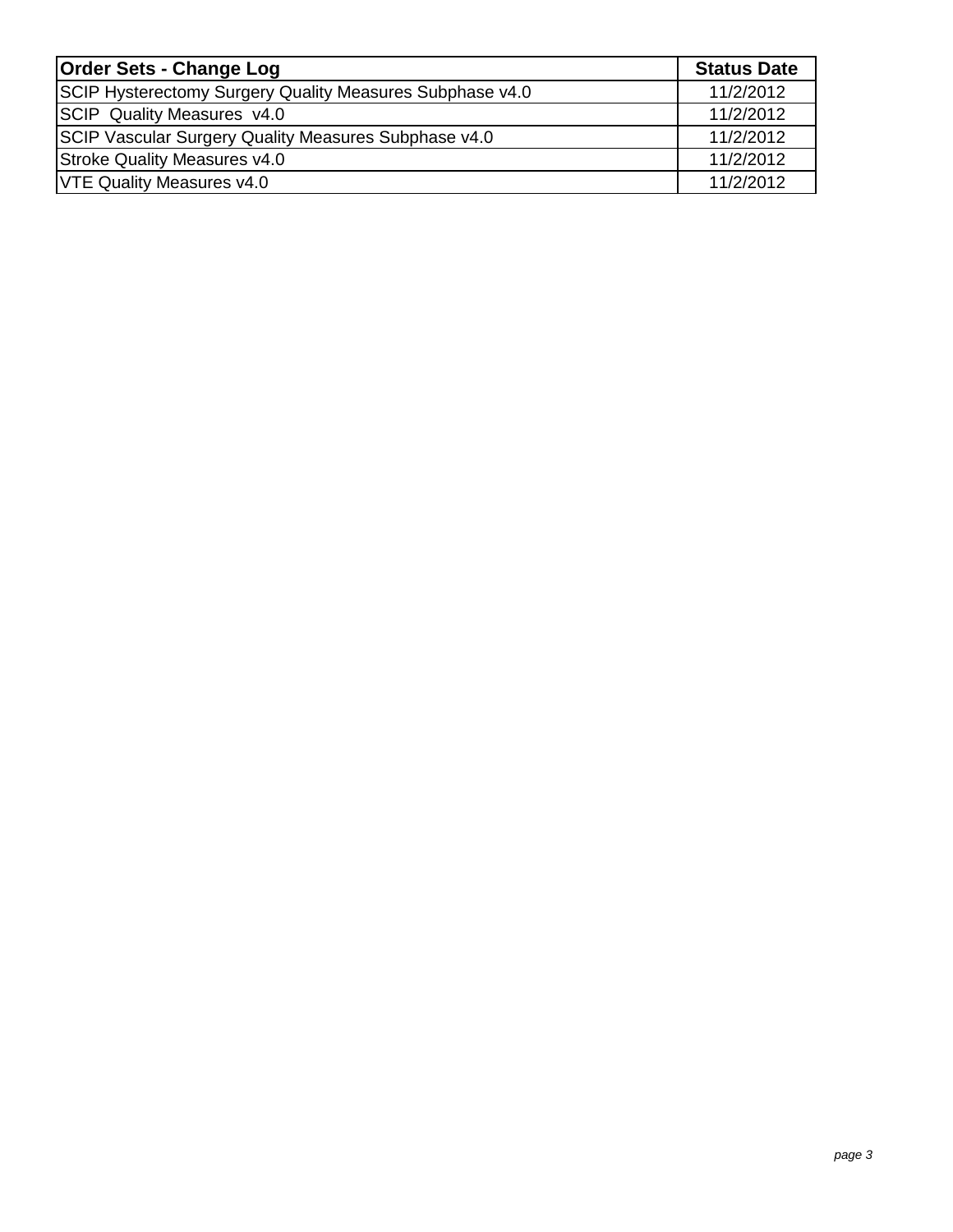| Order Sets - Change Log | Status Date |
|---|---|
| SCIP Hysterectomy Surgery Quality Measures Subphase v4.0 | 11/2/2012 |
| SCIP  Quality Measures  v4.0 | 11/2/2012 |
| SCIP Vascular Surgery Quality Measures Subphase v4.0 | 11/2/2012 |
| Stroke Quality Measures v4.0 | 11/2/2012 |
| VTE Quality Measures v4.0 | 11/2/2012 |